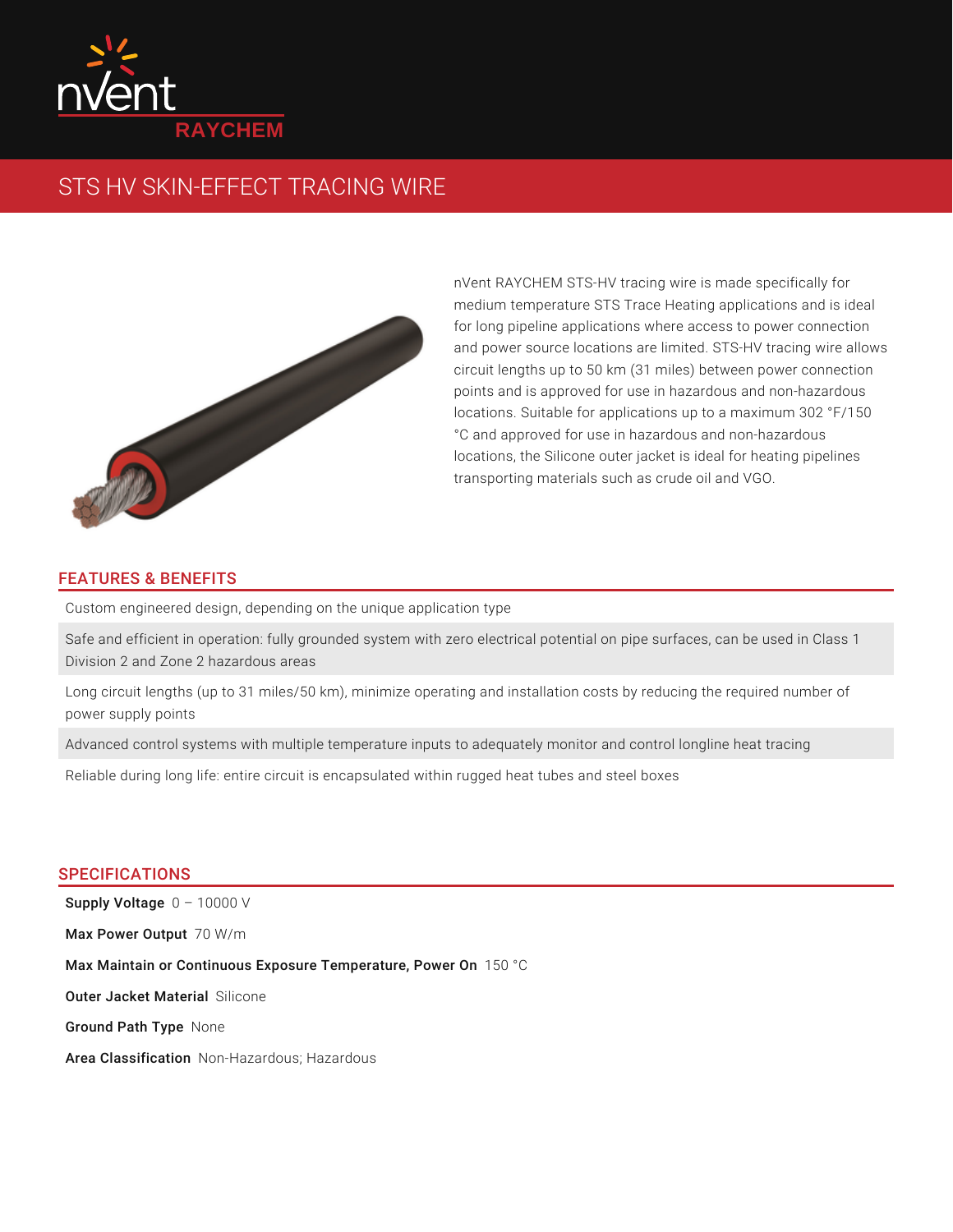nVent RAYCHEM

# STS HV SKIN-EFFECT TRACING WIRE

nVent RAYCHEM STS-HV tracing wire is made specifically for medium temperature STS Trace Heating applications and is ideal for long pipeline applications where access to power connection and power source locations are limited. STS-HV tracing wire allows circuit lengths up to 50 km (31 miles) between power connection points and is approved for use in hazardous and non-hazardous locations. Suitable for applications up to a maximum 302 °F/150 °C and approved for use in hazardous and non-hazardous locations, the Silicone outer jacket is ideal for heating pipelines transporting materials such as crude oil and VGO.

## FEATURES & BENEFITS

Custom engineered design, depending on the unique application type

Safe and efficient in operation: fully grounded system with zero electrical potential on pipe surfaces, can be used in Class 1 Division 2 and Zone 2 hazardous areas

Long circuit lengths (up to 31 miles/50 km), minimize operating and installation costs by reducing the required number of power supply points

Advanced control systems with multiple temperature inputs to adequately monitor and control longline heat tracing

Reliable during long life: entire circuit is encapsulated within rugged heat tubes and steel boxes

## SPECIFICATIONS

**Supply Voltage** 0 – 10000 V

**Max Power Output** 70 W/m

**Max Maintain or Continuous Exposure Temperature, Power On** 150 °C

**Outer Jacket Material** Silicone

**Ground Path Type** None

**Area Classification** Non-Hazardous; Hazardous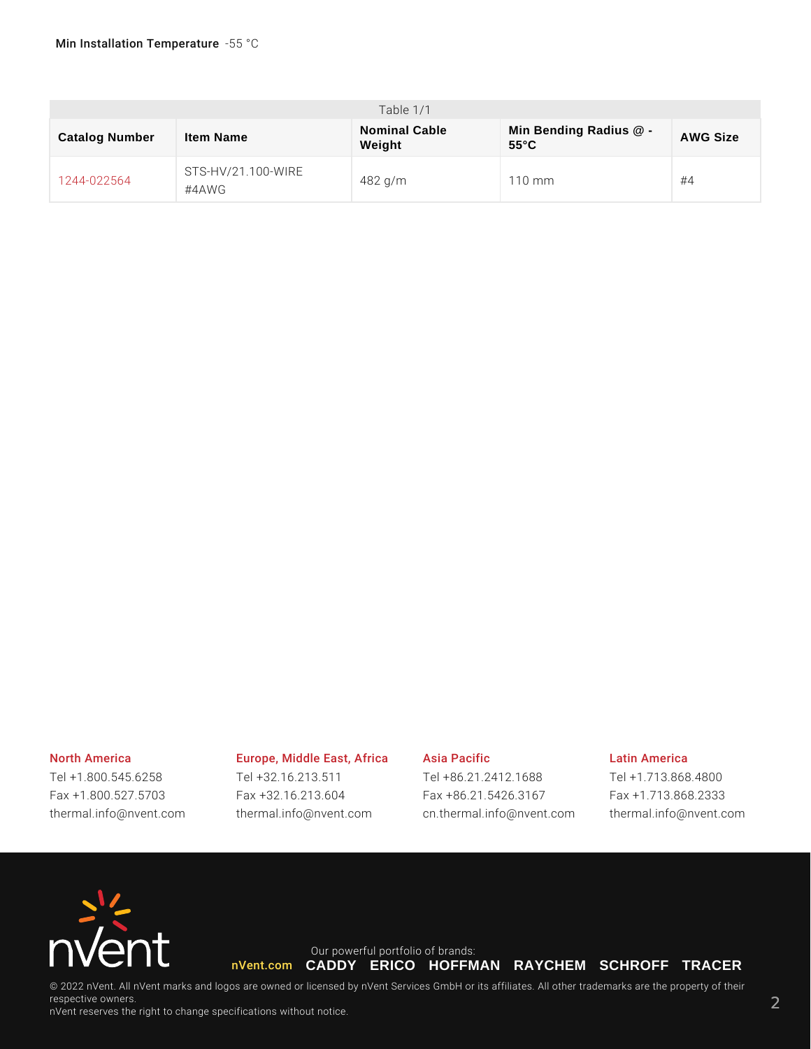**Min Installation Temperature** -55 °C

Table 1/1

| Catalog Number | Item Name | Nominal Cable Weight | Min Bending Radius @ -55°C | AWG Size |
|---|---|---|---|---|
| 1244-022564 | STS-HV/21.100-WIRE #4AWG | 482 g/m | 110 mm | #4 |

**North America**
Tel +1.800.545.6258
Fax +1.800.527.5703
thermal.info@nvent.com

**Europe, Middle East, Africa**
Tel +32.16.213.511
Fax +32.16.213.604
thermal.info@nvent.com

**Asia Pacific**
Tel +86.21.2412.1688
Fax +86.21.5426.3167
cn.thermal.info@nvent.com

**Latin America**
Tel +1.713.868.4800
Fax +1.713.868.2333
thermal.info@nvent.com

Our powerful portfolio of brands:
**nVent.com** **CADDY** **ERICO** **HOFFMAN** **RAYCHEM** **SCHROFF** **TRACER**

© 2022 nVent. All nVent marks and logos are owned or licensed by nVent Services GmbH or its affiliates. All other trademarks are the property of their respective owners.
nVent reserves the right to change specifications without notice.